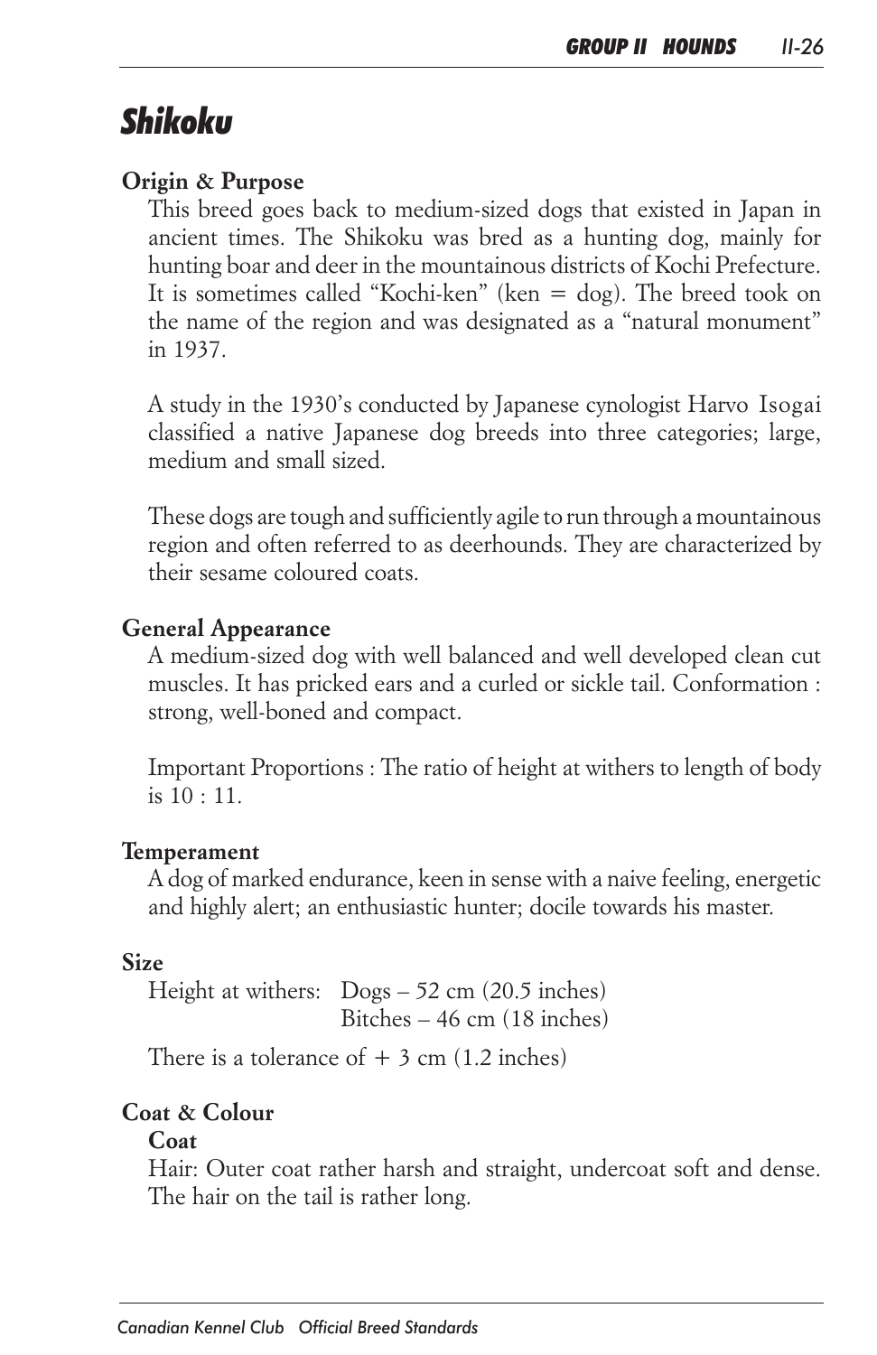# Shikoku

## Origin & Purpose

This breed goes back to medium-sized dogs that existed in Japan in ancient times. The Shikoku was bred as a hunting dog, mainly for hunting boar and deer in the mountainous districts of Kochi Prefecture. It is sometimes called "Kochi-ken" (ken = dog). The breed took on the name of the region and was designated as a "natural monument" in 1937.

A study in the 1930's conducted by Japanese cynologist Harvo Isogai classified a native Japanese dog breeds into three categories; large, medium and small sized.

These dogs are tough and sufficiently agile to run through a mountainous region and often referred to as deerhounds. They are characterized by their sesame coloured coats.

## General Appearance

A medium-sized dog with well balanced and well developed clean cut muscles. It has pricked ears and a curled or sickle tail. Conformation : strong, well-boned and compact.

Important Proportions : The ratio of height at withers to length of body is 10 : 11.

## Temperament

A dog of marked endurance, keen in sense with a naive feeling, energetic and highly alert; an enthusiastic hunter; docile towards his master.

## Size

Height at withers: Dogs – 52 cm (20.5 inches)
Bitches – 46 cm (18 inches)

There is a tolerance of + 3 cm (1.2 inches)

## Coat & Colour

### Coat

Hair: Outer coat rather harsh and straight, undercoat soft and dense. The hair on the tail is rather long.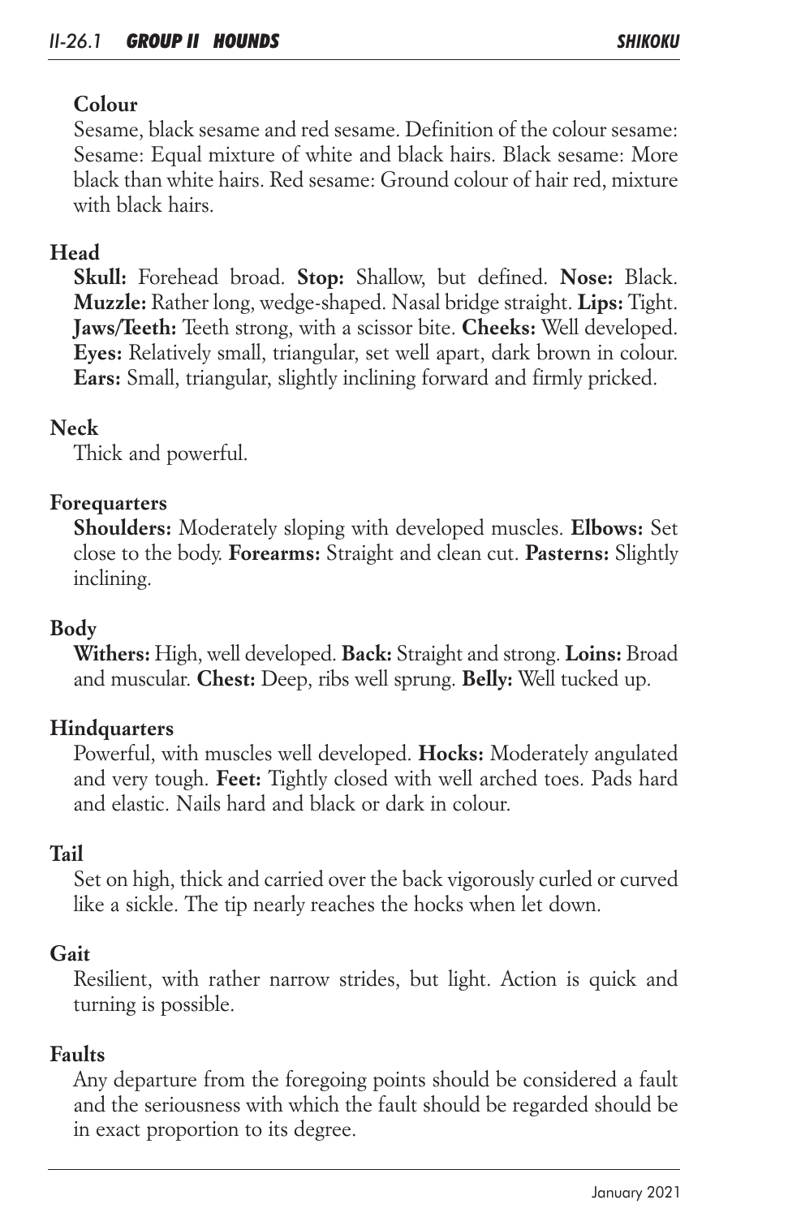### Colour

Sesame, black sesame and red sesame. Definition of the colour sesame: Sesame: Equal mixture of white and black hairs. Black sesame: More black than white hairs. Red sesame: Ground colour of hair red, mixture with black hairs.

## Head

**Skull:** Forehead broad. **Stop:** Shallow, but defined. **Nose:** Black. **Muzzle:** Rather long, wedge-shaped. Nasal bridge straight. **Lips:** Tight. **Jaws/Teeth:** Teeth strong, with a scissor bite. **Cheeks:** Well developed. **Eyes:** Relatively small, triangular, set well apart, dark brown in colour. **Ears:** Small, triangular, slightly inclining forward and firmly pricked.

## Neck

Thick and powerful.

## Forequarters

**Shoulders:** Moderately sloping with developed muscles. **Elbows:** Set close to the body. **Forearms:** Straight and clean cut. **Pasterns:** Slightly inclining.

## Body

**Withers:** High, well developed. **Back:** Straight and strong. **Loins:** Broad and muscular. **Chest:** Deep, ribs well sprung. **Belly:** Well tucked up.

## Hindquarters

Powerful, with muscles well developed. **Hocks:** Moderately angulated and very tough. **Feet:** Tightly closed with well arched toes. Pads hard and elastic. Nails hard and black or dark in colour.

## Tail

Set on high, thick and carried over the back vigorously curled or curved like a sickle. The tip nearly reaches the hocks when let down.

## Gait

Resilient, with rather narrow strides, but light. Action is quick and turning is possible.

## Faults

Any departure from the foregoing points should be considered a fault and the seriousness with which the fault should be regarded should be in exact proportion to its degree.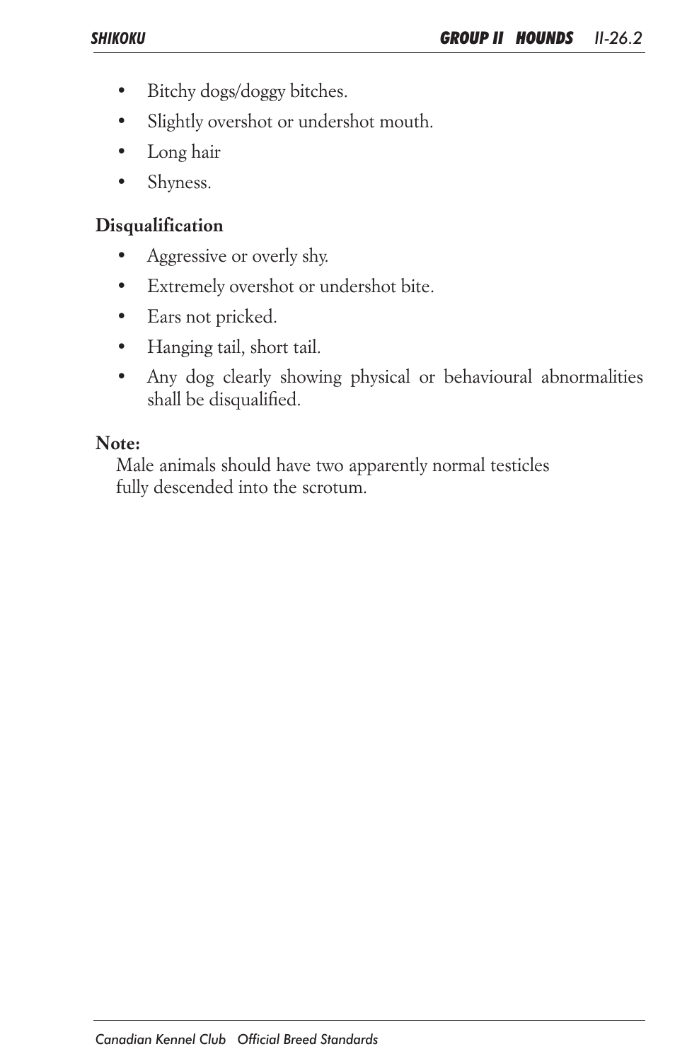- Bitchy dogs/doggy bitches.
- Slightly overshot or undershot mouth.
- Long hair
- Shyness.

**Disqualification**

- Aggressive or overly shy.
- Extremely overshot or undershot bite.
- Ears not pricked.
- Hanging tail, short tail.
- Any dog clearly showing physical or behavioural abnormalities shall be disqualified.

**Note:**

Male animals should have two apparently normal testicles fully descended into the scrotum.